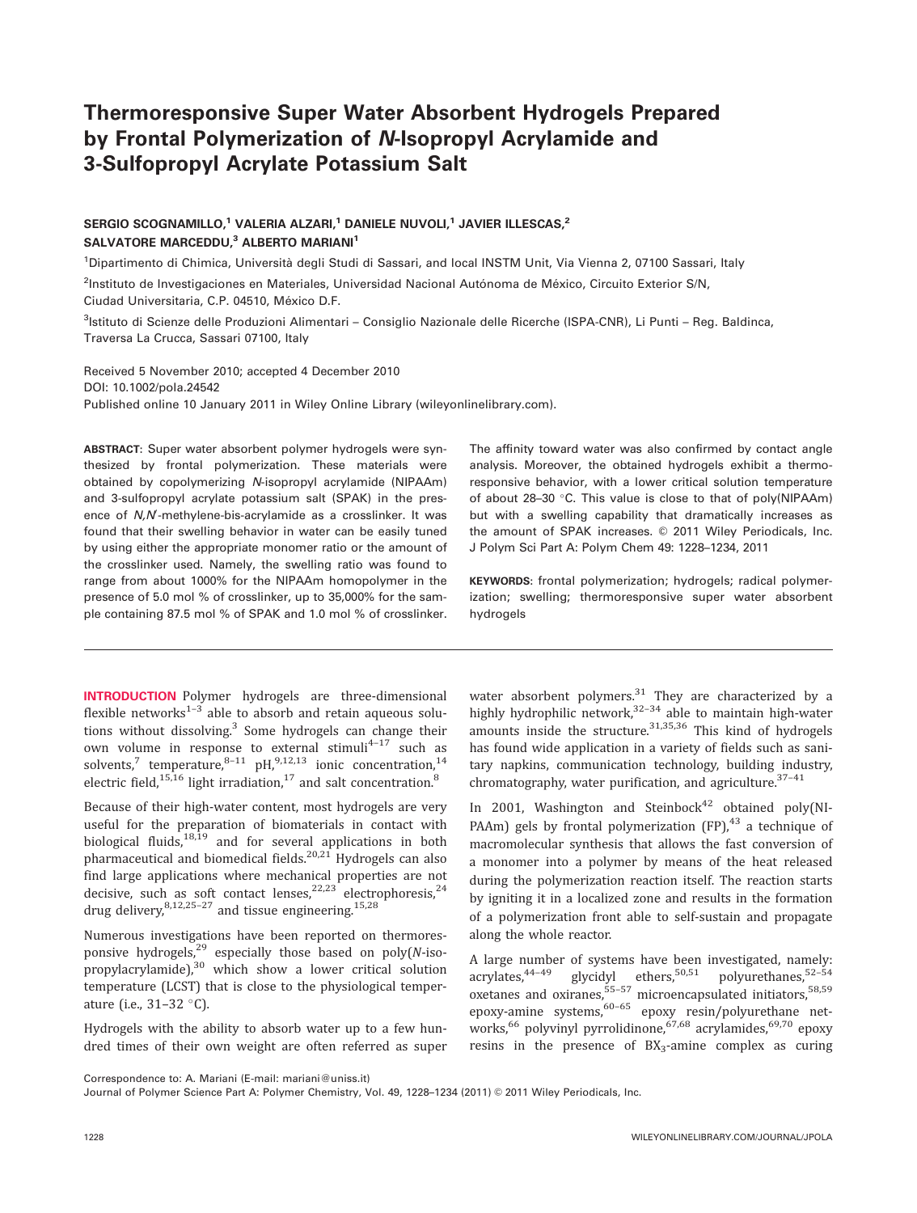# Thermoresponsive Super Water Absorbent Hydrogels Prepared by Frontal Polymerization of *N*-Isopropyl Acrylamide and 3-Sulfopropyl Acrylate Potassium Salt

**SERGIO SCOGNAMILLO,[1] VALERIA ALZARI,[1] DANIELE NUVOLI,[1] JAVIER ILLESCAS,[2] SALVATORE MARCEDDU,[3] ALBERTO MARIANI[1]**

[1]Dipartimento di Chimica, Università degli Studi di Sassari, and local INSTM Unit, Via Vienna 2, 07100 Sassari, Italy

[2]Instituto de Investigaciones en Materiales, Universidad Nacional Autónoma de México, Circuito Exterior S/N, Ciudad Universitaria, C.P. 04510, México D.F.

[3]Istituto di Scienze delle Produzioni Alimentari – Consiglio Nazionale delle Ricerche (ISPA-CNR), Li Punti – Reg. Baldinca, Traversa La Crucca, Sassari 07100, Italy

Received 5 November 2010; accepted 4 December 2010
DOI: 10.1002/pola.24542
Published online 10 January 2011 in Wiley Online Library (wileyonlinelibrary.com).

**ABSTRACT**: Super water absorbent polymer hydrogels were synthesized by frontal polymerization. These materials were obtained by copolymerizing *N*-isopropyl acrylamide (NIPAAm) and 3-sulfopropyl acrylate potassium salt (SPAK) in the presence of *N,N'*-methylene-bis-acrylamide as a crosslinker. It was found that their swelling behavior in water can be easily tuned by using either the appropriate monomer ratio or the amount of the crosslinker used. Namely, the swelling ratio was found to range from about 1000% for the NIPAAm homopolymer in the presence of 5.0 mol % of crosslinker, up to 35,000% for the sample containing 87.5 mol % of SPAK and 1.0 mol % of crosslinker. The affinity toward water was also confirmed by contact angle analysis. Moreover, the obtained hydrogels exhibit a thermoresponsive behavior, with a lower critical solution temperature of about 28–30 °C. This value is close to that of poly(NIPAAm) but with a swelling capability that dramatically increases as the amount of SPAK increases. © 2011 Wiley Periodicals, Inc. J Polym Sci Part A: Polym Chem 49: 1228–1234, 2011

**KEYWORDS**: frontal polymerization; hydrogels; radical polymerization; swelling; thermoresponsive super water absorbent hydrogels

**INTRODUCTION** Polymer hydrogels are three-dimensional flexible networks[1–3] able to absorb and retain aqueous solutions without dissolving.[3] Some hydrogels can change their own volume in response to external stimuli[4–17] such as solvents,[7] temperature,[8–11] pH,[9,12,13] ionic concentration,[14] electric field,[15,16] light irradiation,[17] and salt concentration.[8]

Because of their high-water content, most hydrogels are very useful for the preparation of biomaterials in contact with biological fluids,[18,19] and for several applications in both pharmaceutical and biomedical fields.[20,21] Hydrogels can also find large applications where mechanical properties are not decisive, such as soft contact lenses,[22,23] electrophoresis,[24] drug delivery,[8,12,25–27] and tissue engineering.[15,28]

Numerous investigations have been reported on thermoresponsive hydrogels,[29] especially those based on poly(*N*-isopropylacrylamide),[30] which show a lower critical solution temperature (LCST) that is close to the physiological temperature (i.e., 31–32 °C).

Hydrogels with the ability to absorb water up to a few hundred times of their own weight are often referred as super water absorbent polymers.[31] They are characterized by a highly hydrophilic network,[32–34] able to maintain high-water amounts inside the structure.[31,35,36] This kind of hydrogels has found wide application in a variety of fields such as sanitary napkins, communication technology, building industry, chromatography, water purification, and agriculture.[37–41]

In 2001, Washington and Steinbock[42] obtained poly(NIPAAm) gels by frontal polymerization (FP),[43] a technique of macromolecular synthesis that allows the fast conversion of a monomer into a polymer by means of the heat released during the polymerization reaction itself. The reaction starts by igniting it in a localized zone and results in the formation of a polymerization front able to self-sustain and propagate along the whole reactor.

A large number of systems have been investigated, namely: acrylates,[44–49] glycidyl ethers,[50,51] polyurethanes,[52–54] oxetanes and oxiranes,[55–57] microencapsulated initiators,[58,59] epoxy-amine systems,[60–65] epoxy resin/polyurethane networks,[66] polyvinyl pyrrolidinone,[67,68] acrylamides,[69,70] epoxy resins in the presence of $BX_3$-amine complex as curing

Correspondence to: A. Mariani (E-mail: mariani@uniss.it)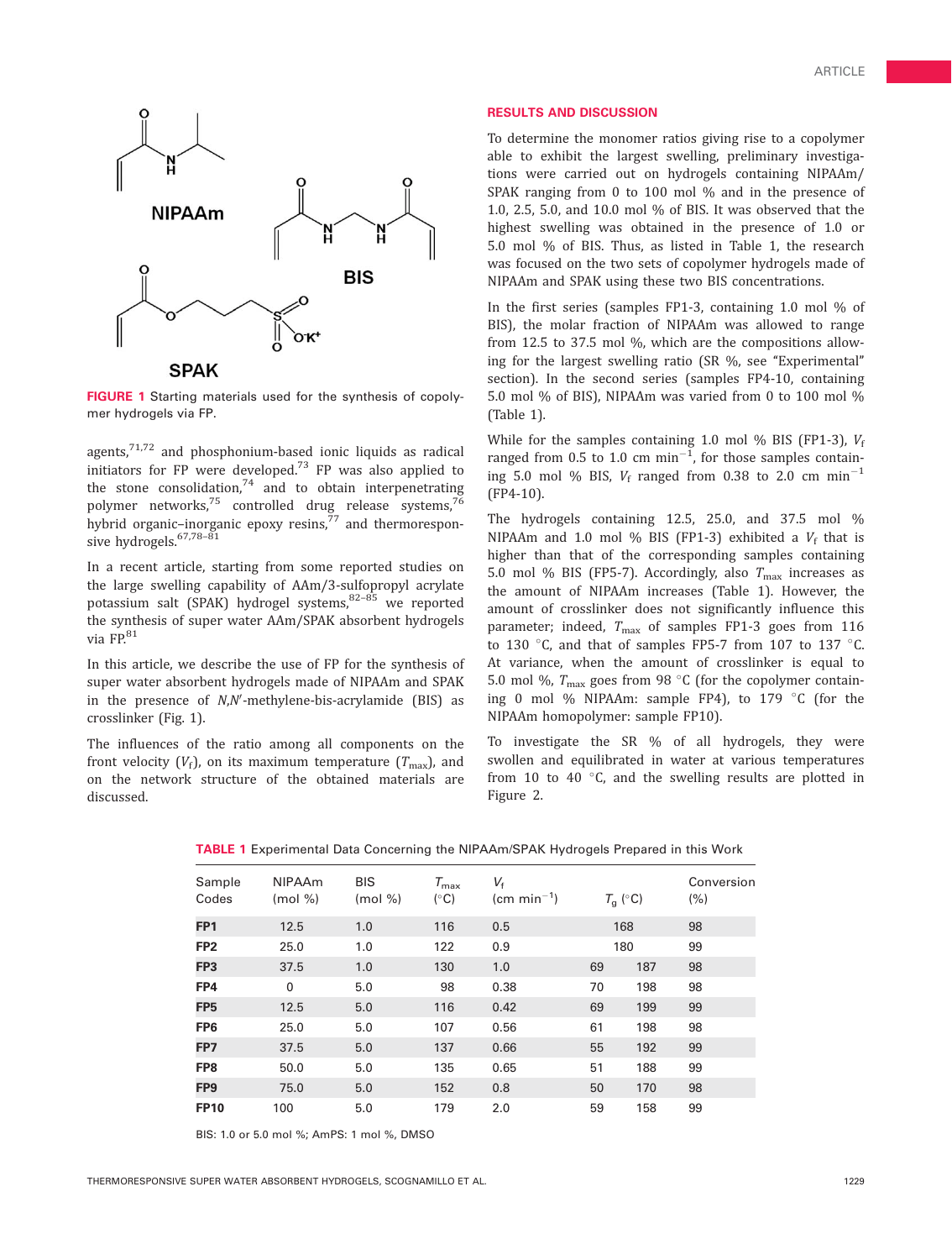NIPAAm

BIS

SPAK

**FIGURE 1** Starting materials used for the synthesis of copolymer hydrogels via FP.

agents,[71,72] and phosphonium-based ionic liquids as radical initiators for FP were developed.[73] FP was also applied to the stone consolidation,[74] and to obtain interpenetrating polymer networks,[75] controlled drug release systems,[76] hybrid organic–inorganic epoxy resins,[77] and thermoresponsive hydrogels.[67,78–81]

In a recent article, starting from some reported studies on the large swelling capability of AAm/3-sulfopropyl acrylate potassium salt (SPAK) hydrogel systems,[82–85] we reported the synthesis of super water AAm/SPAK absorbent hydrogels via FP.[81]

In this article, we describe the use of FP for the synthesis of super water absorbent hydrogels made of NIPAAm and SPAK in the presence of *N*,*N*′-methylene-bis-acrylamide (BIS) as crosslinker (Fig. 1).

The influences of the ratio among all components on the front velocity ($V_f$), on its maximum temperature ($T_{max}$), and on the network structure of the obtained materials are discussed.

## RESULTS AND DISCUSSION

To determine the monomer ratios giving rise to a copolymer able to exhibit the largest swelling, preliminary investigations were carried out on hydrogels containing NIPAAm/SPAK ranging from 0 to 100 mol % and in the presence of 1.0, 2.5, 5.0, and 10.0 mol % of BIS. It was observed that the highest swelling was obtained in the presence of 1.0 or 5.0 mol % of BIS. Thus, as listed in Table 1, the research was focused on the two sets of copolymer hydrogels made of NIPAAm and SPAK using these two BIS concentrations.

In the first series (samples FP1-3, containing 1.0 mol % of BIS), the molar fraction of NIPAAm was allowed to range from 12.5 to 37.5 mol %, which are the compositions allowing for the largest swelling ratio (SR %, see "Experimental" section). In the second series (samples FP4-10, containing 5.0 mol % of BIS), NIPAAm was varied from 0 to 100 mol % (Table 1).

While for the samples containing 1.0 mol % BIS (FP1-3), $V_f$ ranged from 0.5 to 1.0 cm min$^{-1}$, for those samples containing 5.0 mol % BIS, $V_f$ ranged from 0.38 to 2.0 cm min$^{-1}$ (FP4-10).

The hydrogels containing 12.5, 25.0, and 37.5 mol % NIPAAm and 1.0 mol % BIS (FP1-3) exhibited a $V_f$ that is higher than that of the corresponding samples containing 5.0 mol % BIS (FP5-7). Accordingly, also $T_{max}$ increases as the amount of NIPAAm increases (Table 1). However, the amount of crosslinker does not significantly influence this parameter; indeed, $T_{max}$ of samples FP1-3 goes from 116 to 130 °C, and that of samples FP5-7 from 107 to 137 °C. At variance, when the amount of crosslinker is equal to 5.0 mol %, $T_{max}$ goes from 98 °C (for the copolymer containing 0 mol % NIPAAm: sample FP4), to 179 °C (for the NIPAAm homopolymer: sample FP10).

To investigate the SR % of all hydrogels, they were swollen and equilibrated in water at various temperatures from 10 to 40 °C, and the swelling results are plotted in Figure 2.

**TABLE 1** Experimental Data Concerning the NIPAAm/SPAK Hydrogels Prepared in this Work

| Sample Codes | NIPAAm (mol %) | BIS (mol %) | $T_{max}$ (°C) | $V_f$ (cm min$^{-1}$) | $T_g$ (°C) | | Conversion (%) |
|---|---|---|---|---|---|---|---|
| **FP1** | 12.5 | 1.0 | 116 | 0.5 | 168 | | 98 |
| **FP2** | 25.0 | 1.0 | 122 | 0.9 | 180 | | 99 |
| **FP3** | 37.5 | 1.0 | 130 | 1.0 | 69 | 187 | 98 |
| **FP4** | 0 | 5.0 | 98 | 0.38 | 70 | 198 | 98 |
| **FP5** | 12.5 | 5.0 | 116 | 0.42 | 69 | 199 | 99 |
| **FP6** | 25.0 | 5.0 | 107 | 0.56 | 61 | 198 | 98 |
| **FP7** | 37.5 | 5.0 | 137 | 0.66 | 55 | 192 | 99 |
| **FP8** | 50.0 | 5.0 | 135 | 0.65 | 51 | 188 | 99 |
| **FP9** | 75.0 | 5.0 | 152 | 0.8 | 50 | 170 | 98 |
| **FP10** | 100 | 5.0 | 179 | 2.0 | 59 | 158 | 99 |

BIS: 1.0 or 5.0 mol %; AmPS: 1 mol %, DMSO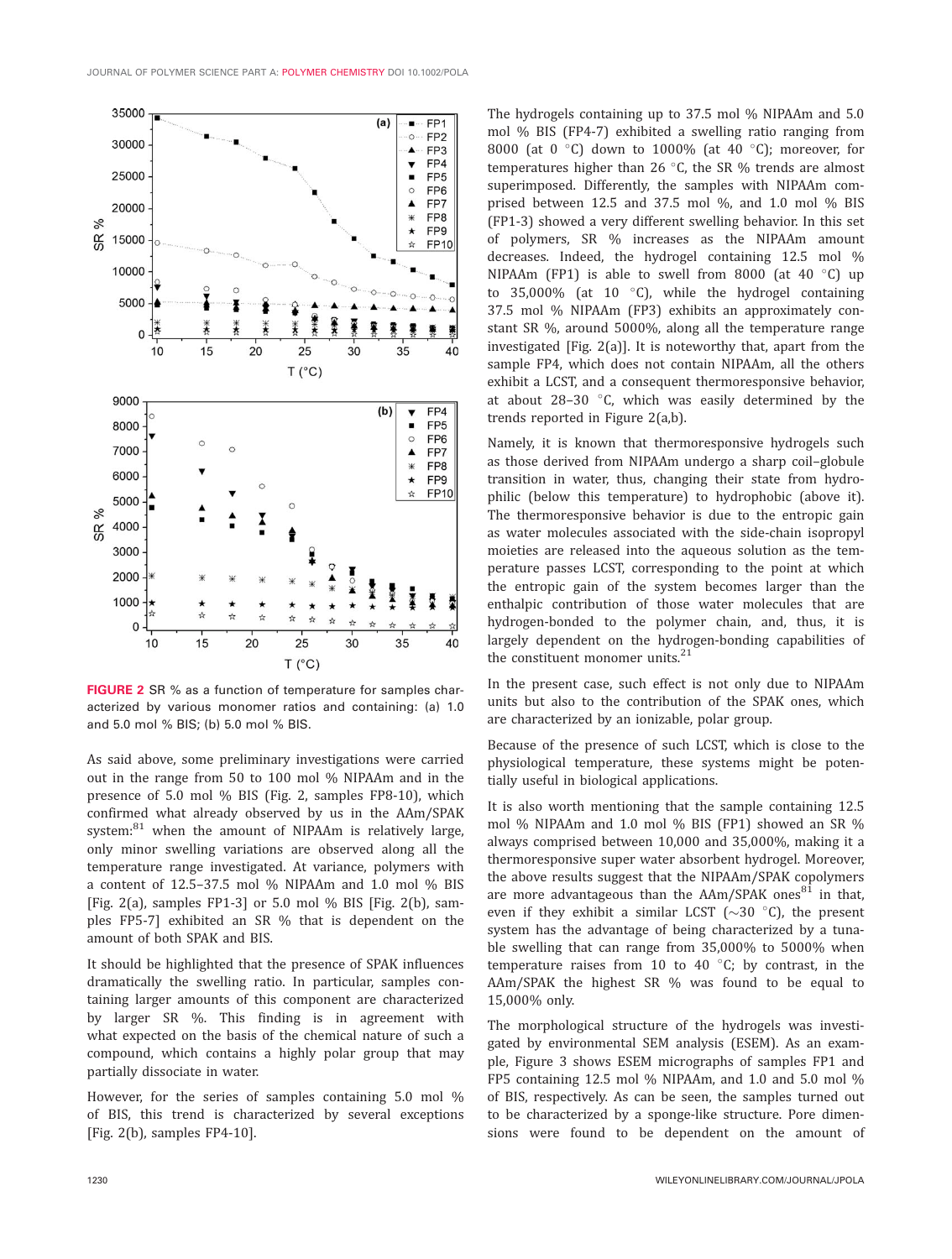FIGURE 2 SR % as a function of temperature for samples characterized by various monomer ratios and containing: (a) 1.0 and 5.0 mol % BIS; (b) 5.0 mol % BIS.

As said above, some preliminary investigations were carried out in the range from 50 to 100 mol % NIPAAm and in the presence of 5.0 mol % BIS (Fig. 2, samples FP8-10), which confirmed what already observed by us in the AAm/SPAK system:[81] when the amount of NIPAAm is relatively large, only minor swelling variations are observed along all the temperature range investigated. At variance, polymers with a content of 12.5–37.5 mol % NIPAAm and 1.0 mol % BIS [Fig. 2(a), samples FP1-3] or 5.0 mol % BIS [Fig. 2(b), samples FP5-7] exhibited an SR % that is dependent on the amount of both SPAK and BIS.

It should be highlighted that the presence of SPAK influences dramatically the swelling ratio. In particular, samples containing larger amounts of this component are characterized by larger SR %. This finding is in agreement with what expected on the basis of the chemical nature of such a compound, which contains a highly polar group that may partially dissociate in water.

However, for the series of samples containing 5.0 mol % of BIS, this trend is characterized by several exceptions [Fig. 2(b), samples FP4-10].

The hydrogels containing up to 37.5 mol % NIPAAm and 5.0 mol % BIS (FP4-7) exhibited a swelling ratio ranging from 8000 (at 0 °C) down to 1000% (at 40 °C); moreover, for temperatures higher than 26 °C, the SR % trends are almost superimposed. Differently, the samples with NIPAAm comprised between 12.5 and 37.5 mol %, and 1.0 mol % BIS (FP1-3) showed a very different swelling behavior. In this set of polymers, SR % increases as the NIPAAm amount decreases. Indeed, the hydrogel containing 12.5 mol % NIPAAm (FP1) is able to swell from 8000 (at 40 °C) up to 35,000% (at 10 °C), while the hydrogel containing 37.5 mol % NIPAAm (FP3) exhibits an approximately constant SR %, around 5000%, along all the temperature range investigated [Fig. 2(a)]. It is noteworthy that, apart from the sample FP4, which does not contain NIPAAm, all the others exhibit a LCST, and a consequent thermoresponsive behavior, at about 28–30 °C, which was easily determined by the trends reported in Figure 2(a,b).

Namely, it is known that thermoresponsive hydrogels such as those derived from NIPAAm undergo a sharp coil–globule transition in water, thus, changing their state from hydrophilic (below this temperature) to hydrophobic (above it). The thermoresponsive behavior is due to the entropic gain as water molecules associated with the side-chain isopropyl moieties are released into the aqueous solution as the temperature passes LCST, corresponding to the point at which the entropic gain of the system becomes larger than the enthalpic contribution of those water molecules that are hydrogen-bonded to the polymer chain, and, thus, it is largely dependent on the hydrogen-bonding capabilities of the constituent monomer units.[21]

In the present case, such effect is not only due to NIPAAm units but also to the contribution of the SPAK ones, which are characterized by an ionizable, polar group.

Because of the presence of such LCST, which is close to the physiological temperature, these systems might be potentially useful in biological applications.

It is also worth mentioning that the sample containing 12.5 mol % NIPAAm and 1.0 mol % BIS (FP1) showed an SR % always comprised between 10,000 and 35,000%, making it a thermoresponsive super water absorbent hydrogel. Moreover, the above results suggest that the NIPAAm/SPAK copolymers are more advantageous than the AAm/SPAK ones[81] in that, even if they exhibit a similar LCST (~30 °C), the present system has the advantage of being characterized by a tunable swelling that can range from 35,000% to 5000% when temperature raises from 10 to 40 °C; by contrast, in the AAm/SPAK the highest SR % was found to be equal to 15,000% only.

The morphological structure of the hydrogels was investigated by environmental SEM analysis (ESEM). As an example, Figure 3 shows ESEM micrographs of samples FP1 and FP5 containing 12.5 mol % NIPAAm, and 1.0 and 5.0 mol % of BIS, respectively. As can be seen, the samples turned out to be characterized by a sponge-like structure. Pore dimensions were found to be dependent on the amount of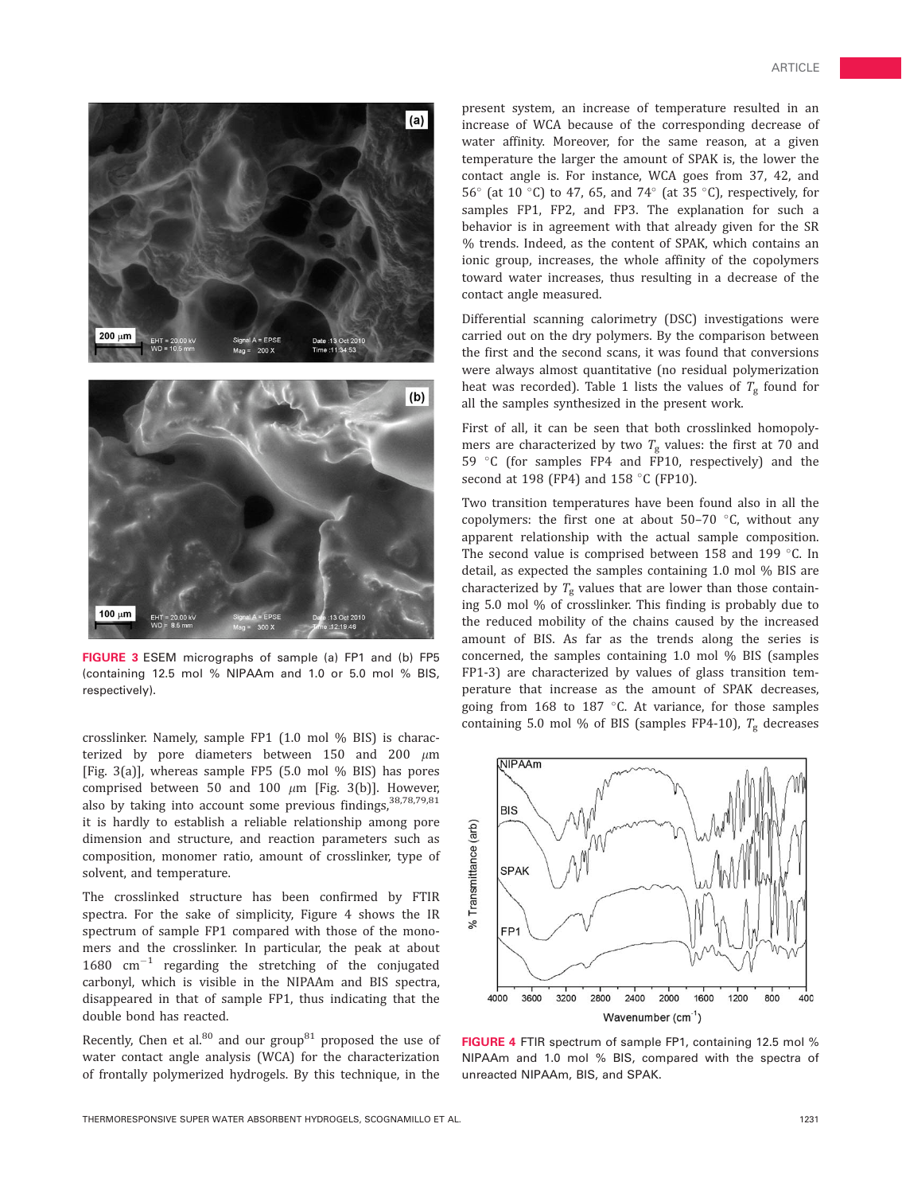FIGURE 3 ESEM micrographs of sample (a) FP1 and (b) FP5 (containing 12.5 mol % NIPAAm and 1.0 or 5.0 mol % BIS, respectively).

crosslinker. Namely, sample FP1 (1.0 mol % BIS) is characterized by pore diameters between 150 and 200 $\mu$m [Fig. 3(a)], whereas sample FP5 (5.0 mol % BIS) has pores comprised between 50 and 100 $\mu$m [Fig. 3(b)]. However, also by taking into account some previous findings,[38,78,79,81] it is hardly to establish a reliable relationship among pore dimension and structure, and reaction parameters such as composition, monomer ratio, amount of crosslinker, type of solvent, and temperature.

The crosslinked structure has been confirmed by FTIR spectra. For the sake of simplicity, Figure 4 shows the IR spectrum of sample FP1 compared with those of the monomers and the crosslinker. In particular, the peak at about 1680 $cm^{-1}$ regarding the stretching of the conjugated carbonyl, which is visible in the NIPAAm and BIS spectra, disappeared in that of sample FP1, thus indicating that the double bond has reacted.

Recently, Chen et al.[80] and our group[81] proposed the use of water contact angle analysis (WCA) for the characterization of frontally polymerized hydrogels. By this technique, in the present system, an increase of temperature resulted in an increase of WCA because of the corresponding decrease of water affinity. Moreover, for the same reason, at a given temperature the larger the amount of SPAK is, the lower the contact angle is. For instance, WCA goes from 37, 42, and 56° (at 10 °C) to 47, 65, and 74° (at 35 °C), respectively, for samples FP1, FP2, and FP3. The explanation for such a behavior is in agreement with that already given for the SR % trends. Indeed, as the content of SPAK, which contains an ionic group, increases, the whole affinity of the copolymers toward water increases, thus resulting in a decrease of the contact angle measured.

Differential scanning calorimetry (DSC) investigations were carried out on the dry polymers. By the comparison between the first and the second scans, it was found that conversions were always almost quantitative (no residual polymerization heat was recorded). Table 1 lists the values of $T_g$ found for all the samples synthesized in the present work.

First of all, it can be seen that both crosslinked homopolymers are characterized by two $T_g$ values: the first at 70 and 59 °C (for samples FP4 and FP10, respectively) and the second at 198 (FP4) and 158 °C (FP10).

Two transition temperatures have been found also in all the copolymers: the first one at about 50–70 °C, without any apparent relationship with the actual sample composition. The second value is comprised between 158 and 199 °C. In detail, as expected the samples containing 1.0 mol % BIS are characterized by $T_g$ values that are lower than those containing 5.0 mol % of crosslinker. This finding is probably due to the reduced mobility of the chains caused by the increased amount of BIS. As far as the trends along the series is concerned, the samples containing 1.0 mol % BIS (samples FP1-3) are characterized by values of glass transition temperature that increase as the amount of SPAK decreases, going from 168 to 187 °C. At variance, for those samples containing 5.0 mol % of BIS (samples FP4-10), $T_g$ decreases

FIGURE 4 FTIR spectrum of sample FP1, containing 12.5 mol % NIPAAm and 1.0 mol % BIS, compared with the spectra of unreacted NIPAAm, BIS, and SPAK.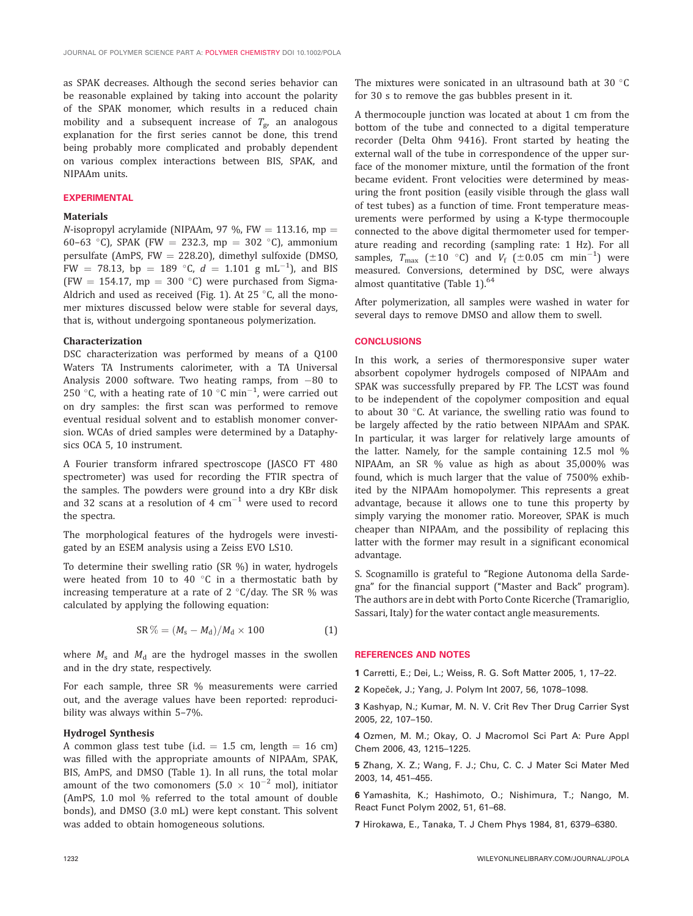as SPAK decreases. Although the second series behavior can be reasonable explained by taking into account the polarity of the SPAK monomer, which results in a reduced chain mobility and a subsequent increase of $T_g$, an analogous explanation for the first series cannot be done, this trend being probably more complicated and probably dependent on various complex interactions between BIS, SPAK, and NIPAAm units.

## EXPERIMENTAL

### Materials

*N*-isopropyl acrylamide (NIPAAm, 97 %, FW = 113.16, mp = 60–63 °C), SPAK (FW = 232.3, mp = 302 °C), ammonium persulfate (AmPS, FW = 228.20), dimethyl sulfoxide (DMSO, FW = 78.13, bp = 189 °C, $d$ = 1.101 g mL$^{-1}$), and BIS (FW = 154.17, mp = 300 °C) were purchased from Sigma-Aldrich and used as received (Fig. 1). At 25 °C, all the monomer mixtures discussed below were stable for several days, that is, without undergoing spontaneous polymerization.

### Characterization

DSC characterization was performed by means of a Q100 Waters TA Instruments calorimeter, with a TA Universal Analysis 2000 software. Two heating ramps, from −80 to 250 °C, with a heating rate of 10 °C min$^{-1}$, were carried out on dry samples: the first scan was performed to remove eventual residual solvent and to establish monomer conversion. WCAs of dried samples were determined by a Dataphysics OCA 5, 10 instrument.

A Fourier transform infrared spectroscope (JASCO FT 480 spectrometer) was used for recording the FTIR spectra of the samples. The powders were ground into a dry KBr disk and 32 scans at a resolution of 4 cm$^{-1}$ were used to record the spectra.

The morphological features of the hydrogels were investigated by an ESEM analysis using a Zeiss EVO LS10.

To determine their swelling ratio (SR %) in water, hydrogels were heated from 10 to 40 °C in a thermostatic bath by increasing temperature at a rate of 2 °C/day. The SR % was calculated by applying the following equation:

$$\mathrm{SR}\,\% = (M_s - M_d)/M_d \times 100 \tag{1}$$

where $M_s$ and $M_d$ are the hydrogel masses in the swollen and in the dry state, respectively.

For each sample, three SR % measurements were carried out, and the average values have been reported: reproducibility was always within 5–7%.

### Hydrogel Synthesis

A common glass test tube (i.d. = 1.5 cm, length = 16 cm) was filled with the appropriate amounts of NIPAAm, SPAK, BIS, AmPS, and DMSO (Table 1). In all runs, the total molar amount of the two comonomers (5.0 × 10$^{-2}$ mol), initiator (AmPS, 1.0 mol % referred to the total amount of double bonds), and DMSO (3.0 mL) were kept constant. This solvent was added to obtain homogeneous solutions.

The mixtures were sonicated in an ultrasound bath at 30 °C for 30 s to remove the gas bubbles present in it.

A thermocouple junction was located at about 1 cm from the bottom of the tube and connected to a digital temperature recorder (Delta Ohm 9416). Front started by heating the external wall of the tube in correspondence of the upper surface of the monomer mixture, until the formation of the front became evident. Front velocities were determined by measuring the front position (easily visible through the glass wall of test tubes) as a function of time. Front temperature measurements were performed by using a K-type thermocouple connected to the above digital thermometer used for temperature reading and recording (sampling rate: 1 Hz). For all samples, $T_{max}$ (±10 °C) and $V_f$ (±0.05 cm min$^{-1}$) were measured. Conversions, determined by DSC, were always almost quantitative (Table 1).[64]

After polymerization, all samples were washed in water for several days to remove DMSO and allow them to swell.

## CONCLUSIONS

In this work, a series of thermoresponsive super water absorbent copolymer hydrogels composed of NIPAAm and SPAK was successfully prepared by FP. The LCST was found to be independent of the copolymer composition and equal to about 30 °C. At variance, the swelling ratio was found to be largely affected by the ratio between NIPAAm and SPAK. In particular, it was larger for relatively large amounts of the latter. Namely, for the sample containing 12.5 mol % NIPAAm, an SR % value as high as about 35,000% was found, which is much larger that the value of 7500% exhibited by the NIPAAm homopolymer. This represents a great advantage, because it allows one to tune this property by simply varying the monomer ratio. Moreover, SPAK is much cheaper than NIPAAm, and the possibility of replacing this latter with the former may result in a significant economical advantage.

S. Scognamillo is grateful to "Regione Autonoma della Sardegna" for the financial support ("Master and Back" program). The authors are in debt with Porto Conte Ricerche (Tramariglio, Sassari, Italy) for the water contact angle measurements.

## REFERENCES AND NOTES

**1** Carretti, E.; Dei, L.; Weiss, R. G. Soft Matter 2005, 1, 17–22.

**2** Kopeček, J.; Yang, J. Polym Int 2007, 56, 1078–1098.

**3** Kashyap, N.; Kumar, M. N. V. Crit Rev Ther Drug Carrier Syst 2005, 22, 107–150.

**4** Ozmen, M. M.; Okay, O. J Macromol Sci Part A: Pure Appl Chem 2006, 43, 1215–1225.

**5** Zhang, X. Z.; Wang, F. J.; Chu, C. C. J Mater Sci Mater Med 2003, 14, 451–455.

**6** Yamashita, K.; Hashimoto, O.; Nishimura, T.; Nango, M. React Funct Polym 2002, 51, 61–68.

**7** Hirokawa, E., Tanaka, T. J Chem Phys 1984, 81, 6379–6380.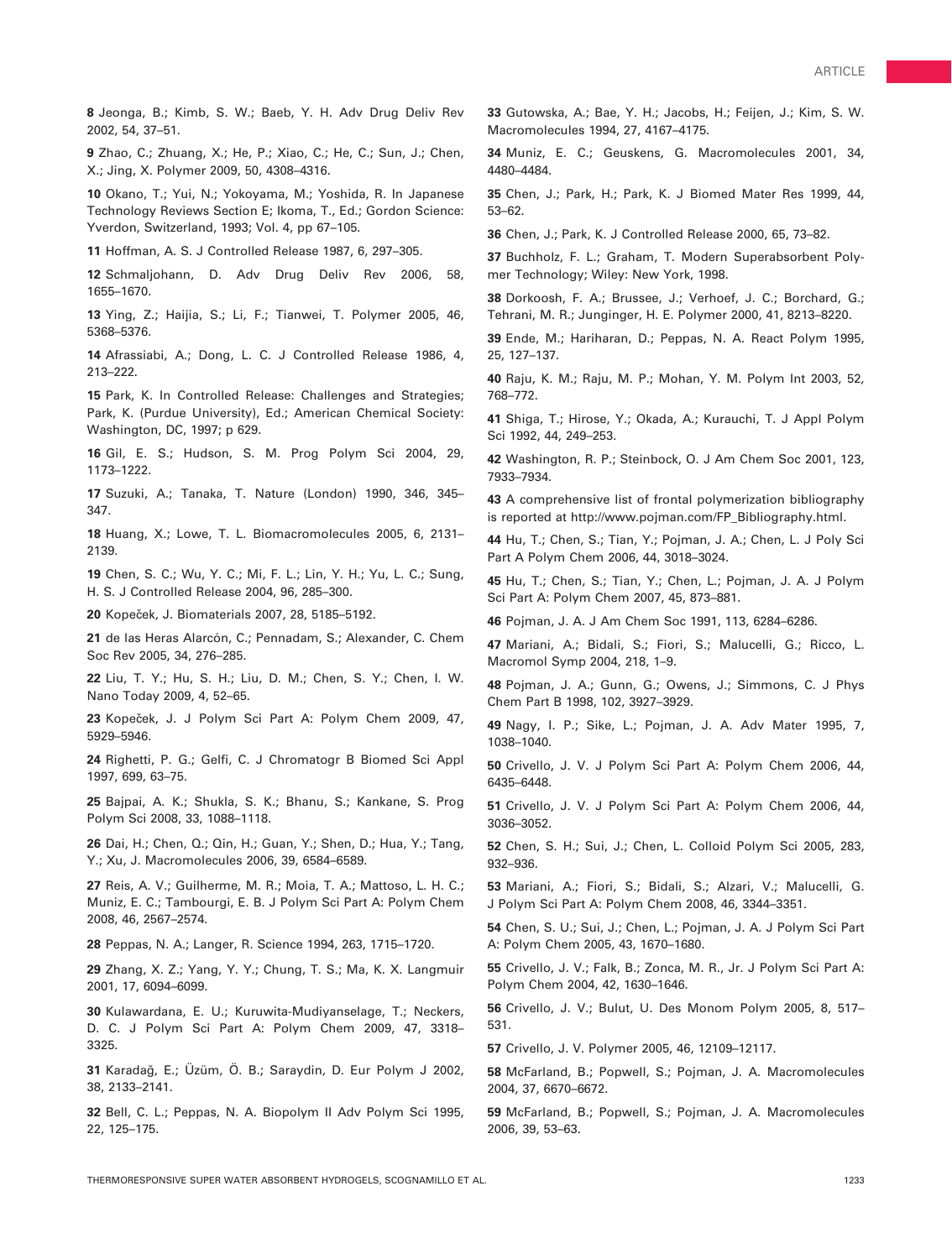8 Jeonga, B.; Kimb, S. W.; Baeb, Y. H. Adv Drug Deliv Rev 2002, 54, 37–51.

9 Zhao, C.; Zhuang, X.; He, P.; Xiao, C.; He, C.; Sun, J.; Chen, X.; Jing, X. Polymer 2009, 50, 4308–4316.

10 Okano, T.; Yui, N.; Yokoyama, M.; Yoshida, R. In Japanese Technology Reviews Section E; Ikoma, T., Ed.; Gordon Science: Yverdon, Switzerland, 1993; Vol. 4, pp 67–105.

11 Hoffman, A. S. J Controlled Release 1987, 6, 297–305.

12 Schmaljohann, D. Adv Drug Deliv Rev 2006, 58, 1655–1670.

13 Ying, Z.; Haijia, S.; Li, F.; Tianwei, T. Polymer 2005, 46, 5368–5376.

14 Afrassiabi, A.; Dong, L. C. J Controlled Release 1986, 4, 213–222.

15 Park, K. In Controlled Release: Challenges and Strategies; Park, K. (Purdue University), Ed.; American Chemical Society: Washington, DC, 1997; p 629.

16 Gil, E. S.; Hudson, S. M. Prog Polym Sci 2004, 29, 1173–1222.

17 Suzuki, A.; Tanaka, T. Nature (London) 1990, 346, 345–347.

18 Huang, X.; Lowe, T. L. Biomacromolecules 2005, 6, 2131–2139.

19 Chen, S. C.; Wu, Y. C.; Mi, F. L.; Lin, Y. H.; Yu, L. C.; Sung, H. S. J Controlled Release 2004, 96, 285–300.

20 Kopeček, J. Biomaterials 2007, 28, 5185–5192.

21 de las Heras Alarcón, C.; Pennadam, S.; Alexander, C. Chem Soc Rev 2005, 34, 276–285.

22 Liu, T. Y.; Hu, S. H.; Liu, D. M.; Chen, S. Y.; Chen, I. W. Nano Today 2009, 4, 52–65.

23 Kopeček, J. J Polym Sci Part A: Polym Chem 2009, 47, 5929–5946.

24 Righetti, P. G.; Gelfi, C. J Chromatogr B Biomed Sci Appl 1997, 699, 63–75.

25 Bajpai, A. K.; Shukla, S. K.; Bhanu, S.; Kankane, S. Prog Polym Sci 2008, 33, 1088–1118.

26 Dai, H.; Chen, Q.; Qin, H.; Guan, Y.; Shen, D.; Hua, Y.; Tang, Y.; Xu, J. Macromolecules 2006, 39, 6584–6589.

27 Reis, A. V.; Guilherme, M. R.; Moia, T. A.; Mattoso, L. H. C.; Muniz, E. C.; Tambourgi, E. B. J Polym Sci Part A: Polym Chem 2008, 46, 2567–2574.

28 Peppas, N. A.; Langer, R. Science 1994, 263, 1715–1720.

29 Zhang, X. Z.; Yang, Y. Y.; Chung, T. S.; Ma, K. X. Langmuir 2001, 17, 6094–6099.

30 Kulawardana, E. U.; Kuruwita-Mudiyanselage, T.; Neckers, D. C. J Polym Sci Part A: Polym Chem 2009, 47, 3318–3325.

31 Karadağ, E.; Üzüm, Ö. B.; Saraydin, D. Eur Polym J 2002, 38, 2133–2141.

32 Bell, C. L.; Peppas, N. A. Biopolym II Adv Polym Sci 1995, 22, 125–175.

33 Gutowska, A.; Bae, Y. H.; Jacobs, H.; Feijen, J.; Kim, S. W. Macromolecules 1994, 27, 4167–4175.

34 Muniz, E. C.; Geuskens, G. Macromolecules 2001, 34, 4480–4484.

35 Chen, J.; Park, H.; Park, K. J Biomed Mater Res 1999, 44, 53–62.

36 Chen, J.; Park, K. J Controlled Release 2000, 65, 73–82.

37 Buchholz, F. L.; Graham, T. Modern Superabsorbent Polymer Technology; Wiley: New York, 1998.

38 Dorkoosh, F. A.; Brussee, J.; Verhoef, J. C.; Borchard, G.; Tehrani, M. R.; Junginger, H. E. Polymer 2000, 41, 8213–8220.

39 Ende, M.; Hariharan, D.; Peppas, N. A. React Polym 1995, 25, 127–137.

40 Raju, K. M.; Raju, M. P.; Mohan, Y. M. Polym Int 2003, 52, 768–772.

41 Shiga, T.; Hirose, Y.; Okada, A.; Kurauchi, T. J Appl Polym Sci 1992, 44, 249–253.

42 Washington, R. P.; Steinbock, O. J Am Chem Soc 2001, 123, 7933–7934.

43 A comprehensive list of frontal polymerization bibliography is reported at http://www.pojman.com/FP_Bibliography.html.

44 Hu, T.; Chen, S.; Tian, Y.; Pojman, J. A.; Chen, L. J Poly Sci Part A Polym Chem 2006, 44, 3018–3024.

45 Hu, T.; Chen, S.; Tian, Y.; Chen, L.; Pojman, J. A. J Polym Sci Part A: Polym Chem 2007, 45, 873–881.

46 Pojman, J. A. J Am Chem Soc 1991, 113, 6284–6286.

47 Mariani, A.; Bidali, S.; Fiori, S.; Malucelli, G.; Ricco, L. Macromol Symp 2004, 218, 1–9.

48 Pojman, J. A.; Gunn, G.; Owens, J.; Simmons, C. J Phys Chem Part B 1998, 102, 3927–3929.

49 Nagy, I. P.; Sike, L.; Pojman, J. A. Adv Mater 1995, 7, 1038–1040.

50 Crivello, J. V. J Polym Sci Part A: Polym Chem 2006, 44, 6435–6448.

51 Crivello, J. V. J Polym Sci Part A: Polym Chem 2006, 44, 3036–3052.

52 Chen, S. H.; Sui, J.; Chen, L. Colloid Polym Sci 2005, 283, 932–936.

53 Mariani, A.; Fiori, S.; Bidali, S.; Alzari, V.; Malucelli, G. J Polym Sci Part A: Polym Chem 2008, 46, 3344–3351.

54 Chen, S. U.; Sui, J.; Chen, L.; Pojman, J. A. J Polym Sci Part A: Polym Chem 2005, 43, 1670–1680.

55 Crivello, J. V.; Falk, B.; Zonca, M. R., Jr. J Polym Sci Part A: Polym Chem 2004, 42, 1630–1646.

56 Crivello, J. V.; Bulut, U. Des Monom Polym 2005, 8, 517–531.

57 Crivello, J. V. Polymer 2005, 46, 12109–12117.

58 McFarland, B.; Popwell, S.; Pojman, J. A. Macromolecules 2004, 37, 6670–6672.

59 McFarland, B.; Popwell, S.; Pojman, J. A. Macromolecules 2006, 39, 53–63.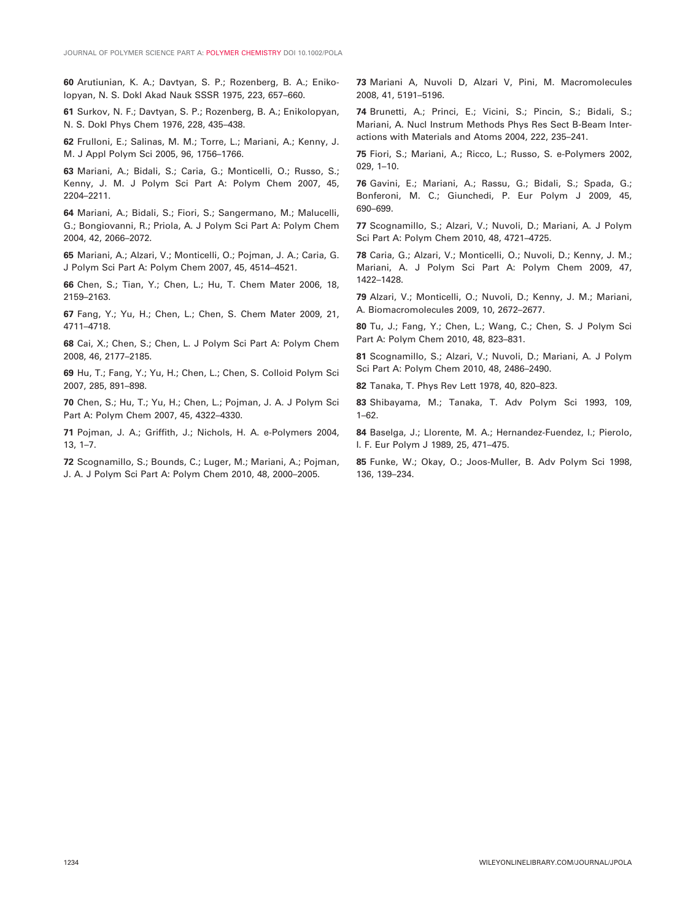**60** Arutiunian, K. A.; Davtyan, S. P.; Rozenberg, B. A.; Enikolopyan, N. S. Dokl Akad Nauk SSSR 1975, 223, 657–660.

**61** Surkov, N. F.; Davtyan, S. P.; Rozenberg, B. A.; Enikolopyan, N. S. Dokl Phys Chem 1976, 228, 435–438.

**62** Frulloni, E.; Salinas, M. M.; Torre, L.; Mariani, A.; Kenny, J. M. J Appl Polym Sci 2005, 96, 1756–1766.

**63** Mariani, A.; Bidali, S.; Caria, G.; Monticelli, O.; Russo, S.; Kenny, J. M. J Polym Sci Part A: Polym Chem 2007, 45, 2204–2211.

**64** Mariani, A.; Bidali, S.; Fiori, S.; Sangermano, M.; Malucelli, G.; Bongiovanni, R.; Priola, A. J Polym Sci Part A: Polym Chem 2004, 42, 2066–2072.

**65** Mariani, A.; Alzari, V.; Monticelli, O.; Pojman, J. A.; Caria, G. J Polym Sci Part A: Polym Chem 2007, 45, 4514–4521.

**66** Chen, S.; Tian, Y.; Chen, L.; Hu, T. Chem Mater 2006, 18, 2159–2163.

**67** Fang, Y.; Yu, H.; Chen, L.; Chen, S. Chem Mater 2009, 21, 4711–4718.

**68** Cai, X.; Chen, S.; Chen, L. J Polym Sci Part A: Polym Chem 2008, 46, 2177–2185.

**69** Hu, T.; Fang, Y.; Yu, H.; Chen, L.; Chen, S. Colloid Polym Sci 2007, 285, 891–898.

**70** Chen, S.; Hu, T.; Yu, H.; Chen, L.; Pojman, J. A. J Polym Sci Part A: Polym Chem 2007, 45, 4322–4330.

**71** Pojman, J. A.; Griffith, J.; Nichols, H. A. e-Polymers 2004, 13, 1–7.

**72** Scognamillo, S.; Bounds, C.; Luger, M.; Mariani, A.; Pojman, J. A. J Polym Sci Part A: Polym Chem 2010, 48, 2000–2005.

**73** Mariani A, Nuvoli D, Alzari V, Pini, M. Macromolecules 2008, 41, 5191–5196.

**74** Brunetti, A.; Princi, E.; Vicini, S.; Pincin, S.; Bidali, S.; Mariani, A. Nucl Instrum Methods Phys Res Sect B-Beam Interactions with Materials and Atoms 2004, 222, 235–241.

**75** Fiori, S.; Mariani, A.; Ricco, L.; Russo, S. e-Polymers 2002, 029, 1–10.

**76** Gavini, E.; Mariani, A.; Rassu, G.; Bidali, S.; Spada, G.; Bonferoni, M. C.; Giunchedi, P. Eur Polym J 2009, 45, 690–699.

**77** Scognamillo, S.; Alzari, V.; Nuvoli, D.; Mariani, A. J Polym Sci Part A: Polym Chem 2010, 48, 4721–4725.

**78** Caria, G.; Alzari, V.; Monticelli, O.; Nuvoli, D.; Kenny, J. M.; Mariani, A. J Polym Sci Part A: Polym Chem 2009, 47, 1422–1428.

**79** Alzari, V.; Monticelli, O.; Nuvoli, D.; Kenny, J. M.; Mariani, A. Biomacromolecules 2009, 10, 2672–2677.

**80** Tu, J.; Fang, Y.; Chen, L.; Wang, C.; Chen, S. J Polym Sci Part A: Polym Chem 2010, 48, 823–831.

**81** Scognamillo, S.; Alzari, V.; Nuvoli, D.; Mariani, A. J Polym Sci Part A: Polym Chem 2010, 48, 2486–2490.

**82** Tanaka, T. Phys Rev Lett 1978, 40, 820–823.

**83** Shibayama, M.; Tanaka, T. Adv Polym Sci 1993, 109, 1–62.

**84** Baselga, J.; Llorente, M. A.; Hernandez-Fuendez, I.; Pierolo, I. F. Eur Polym J 1989, 25, 471–475.

**85** Funke, W.; Okay, O.; Joos-Muller, B. Adv Polym Sci 1998, 136, 139–234.